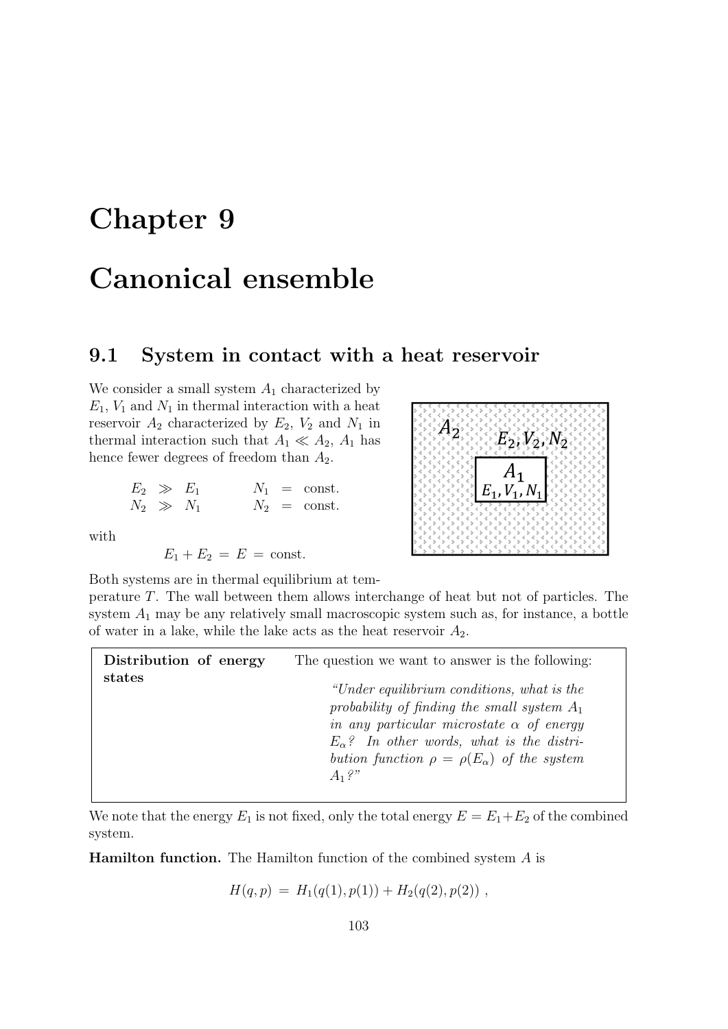# Chapter 9

# Canonical ensemble

## 9.1 System in contact with a heat reservoir

We consider a small system $A_1$ characterized by $E_1$, $V_1$ and $N_1$ in thermal interaction with a heat reservoir $A_2$ characterized by $E_2$, $V_2$ and $N_1$ in thermal interaction such that $A_1 \ll A_2$, $A_1$ has hence fewer degrees of freedom than $A_2$.

$$
\begin{array}{lllllll}
E_2 & \gg & E_1 & \qquad & N_1 & = & \text{const.} \\
N_2 & \gg & N_1 & \qquad & N_2 & = & \text{const.}
\end{array}
$$

with

$$E_1 + E_2 \;=\; E \;=\; \text{const.}$$

Both systems are in thermal equilibrium at temperature $T$. The wall between them allows interchange of heat but not of particles. The system $A_1$ may be any relatively small macroscopic system such as, for instance, a bottle of water in a lake, while the lake acts as the heat reservoir $A_2$.

**Distribution of energy states** The question we want to answer is the following:

> *"Under equilibrium conditions, what is the probability of finding the small system $A_1$ in any particular microstate $\alpha$ of energy $E_\alpha$? In other words, what is the distribution function $\rho = \rho(E_\alpha)$ of the system $A_1$?"*

We note that the energy $E_1$ is not fixed, only the total energy $E = E_1 + E_2$ of the combined system.

**Hamilton function.** The Hamilton function of the combined system $A$ is

$$H(q,p) \;=\; H_1(q(1),p(1)) + H_2(q(2),p(2)) \;,$$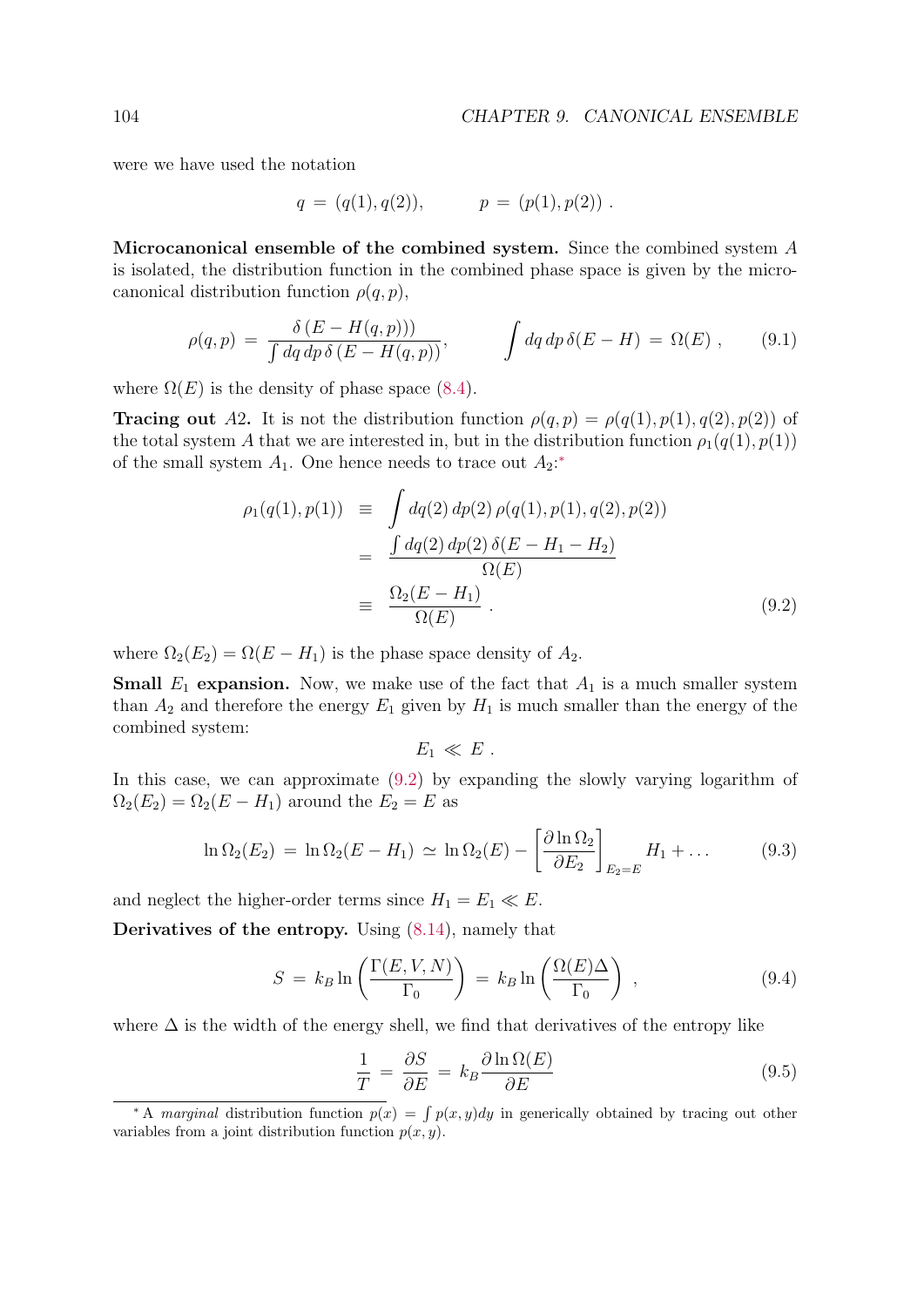were we have used the notation

$$q = (q(1), q(2)), \qquad p = (p(1), p(2)) .$$

**Microcanonical ensemble of the combined system.** Since the combined system $A$ is isolated, the distribution function in the combined phase space is given by the microcanonical distribution function $\rho(q,p)$,

$$\rho(q,p) = \frac{\delta\left(E - H(q,p)\right))}{\int dq\, dp\, \delta\left(E - H(q,p)\right)}, \qquad \int dq\, dp\, \delta(E-H) = \Omega(E) , \tag{9.1}$$

where $\Omega(E)$ is the density of phase space (8.4).

**Tracing out** $A2$. It is not the distribution function $\rho(q,p) = \rho(q(1), p(1), q(2), p(2))$ of the total system $A$ that we are interested in, but in the distribution function $\rho_1(q(1), p(1))$ of the small system $A_1$. One hence needs to trace out $A_2$:*

$$\begin{aligned}
\rho_1(q(1), p(1)) &\equiv \int dq(2)\, dp(2)\, \rho(q(1), p(1), q(2), p(2)) \\
&= \frac{\int dq(2)\, dp(2)\, \delta(E - H_1 - H_2)}{\Omega(E)} \\
&\equiv \frac{\Omega_2(E - H_1)}{\Omega(E)} .
\end{aligned} \tag{9.2}$$

where $\Omega_2(E_2) = \Omega(E - H_1)$ is the phase space density of $A_2$.

**Small** $E_1$ **expansion.** Now, we make use of the fact that $A_1$ is a much smaller system than $A_2$ and therefore the energy $E_1$ given by $H_1$ is much smaller than the energy of the combined system:

$$E_1 \ll E .$$

In this case, we can approximate (9.2) by expanding the slowly varying logarithm of $\Omega_2(E_2) = \Omega_2(E - H_1)$ around the $E_2 = E$ as

$$\ln \Omega_2(E_2) = \ln \Omega_2(E - H_1) \simeq \ln \Omega_2(E) - \left[\frac{\partial \ln \Omega_2}{\partial E_2}\right]_{E_2 = E} H_1 + \ldots \tag{9.3}$$

and neglect the higher-order terms since $H_1 = E_1 \ll E$.

**Derivatives of the entropy.** Using (8.14), namely that

$$S = k_B \ln\left(\frac{\Gamma(E, V, N)}{\Gamma_0}\right) = k_B \ln\left(\frac{\Omega(E)\Delta}{\Gamma_0}\right) , \tag{9.4}$$

where $\Delta$ is the width of the energy shell, we find that derivatives of the entropy like

$$\frac{1}{T} = \frac{\partial S}{\partial E} = k_B \frac{\partial \ln \Omega(E)}{\partial E} \tag{9.5}$$

---

* A *marginal* distribution function $p(x) = \int p(x,y)dy$ in generically obtained by tracing out other variables from a joint distribution function $p(x,y)$.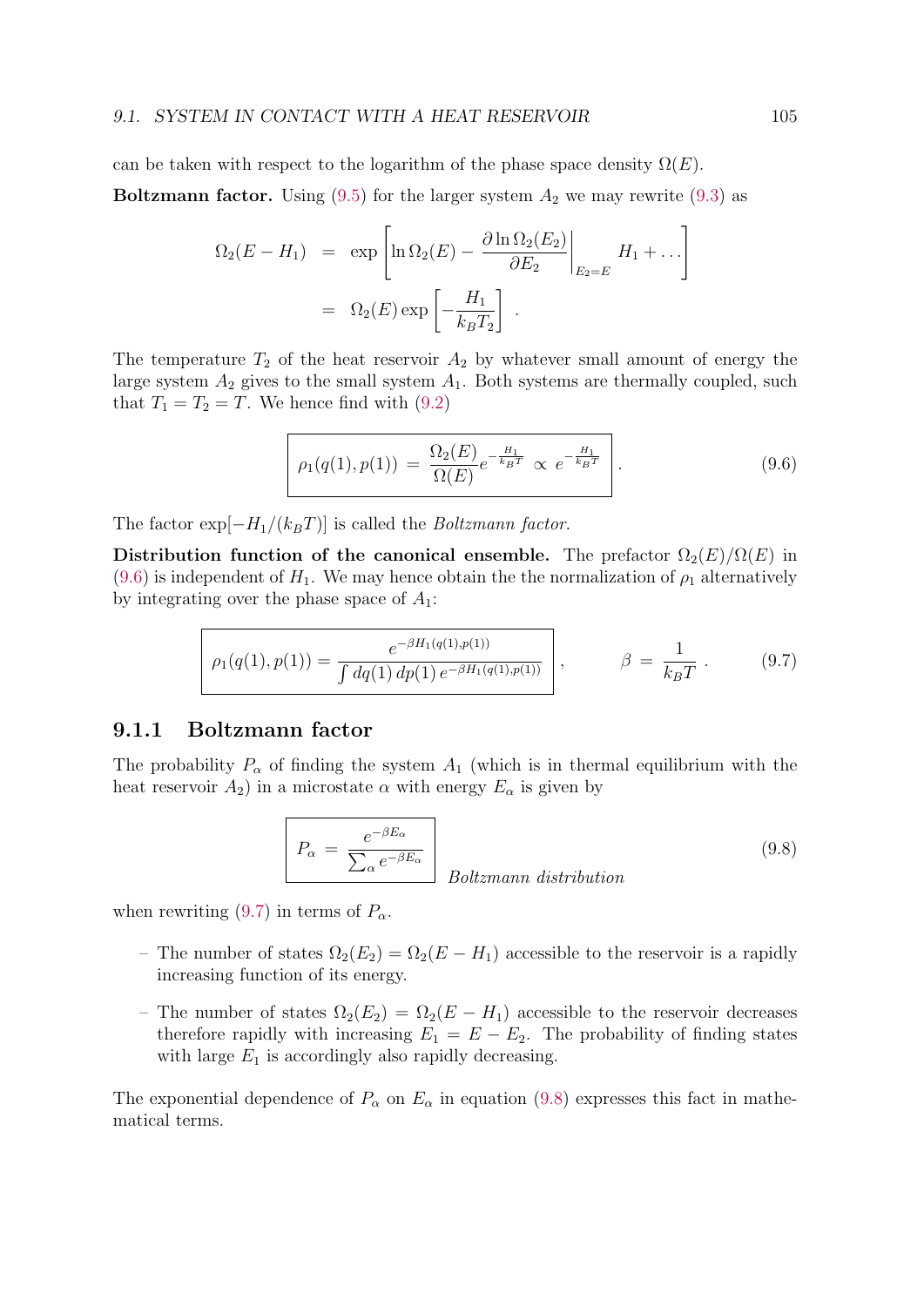can be taken with respect to the logarithm of the phase space density $\Omega(E)$.

**Boltzmann factor.** Using (9.5) for the larger system $A_2$ we may rewrite (9.3) as

$$
\begin{aligned}
\Omega_2(E-H_1) &= \exp\left[\ln\Omega_2(E) - \left.\frac{\partial \ln\Omega_2(E_2)}{\partial E_2}\right|_{E_2=E} H_1 + \ldots\right] \\
&= \Omega_2(E)\exp\left[-\frac{H_1}{k_B T_2}\right] .
\end{aligned}
$$

The temperature $T_2$ of the heat reservoir $A_2$ by whatever small amount of energy the large system $A_2$ gives to the small system $A_1$. Both systems are thermally coupled, such that $T_1 = T_2 = T$. We hence find with (9.2)

$$
\boxed{\rho_1(q(1),p(1)) \,=\, \frac{\Omega_2(E)}{\Omega(E)} e^{-\frac{H_1}{k_B T}} \,\propto\, e^{-\frac{H_1}{k_B T}}} . \tag{9.6}
$$

The factor $\exp[-H_1/(k_B T)]$ is called the *Boltzmann factor*.

**Distribution function of the canonical ensemble.** The prefactor $\Omega_2(E)/\Omega(E)$ in (9.6) is independent of $H_1$. We may hence obtain the the normalization of $\rho_1$ alternatively by integrating over the phase space of $A_1$:

$$
\boxed{\rho_1(q(1),p(1)) = \frac{e^{-\beta H_1(q(1),p(1))}}{\int dq(1)\,dp(1)\,e^{-\beta H_1(q(1),p(1))}}} , \qquad \beta \,=\, \frac{1}{k_B T} . \tag{9.7}
$$

### 9.1.1 Boltzmann factor

The probability $P_\alpha$ of finding the system $A_1$ (which is in thermal equilibrium with the heat reservoir $A_2$) in a microstate $\alpha$ with energy $E_\alpha$ is given by

$$
\boxed{P_\alpha \,=\, \frac{e^{-\beta E_\alpha}}{\sum_\alpha e^{-\beta E_\alpha}}} \tag{9.8}
$$

*Boltzmann distribution*

when rewriting (9.7) in terms of $P_\alpha$.

- The number of states $\Omega_2(E_2) = \Omega_2(E - H_1)$ accessible to the reservoir is a rapidly increasing function of its energy.
- The number of states $\Omega_2(E_2) = \Omega_2(E - H_1)$ accessible to the reservoir decreases therefore rapidly with increasing $E_1 = E - E_2$. The probability of finding states with large $E_1$ is accordingly also rapidly decreasing.

The exponential dependence of $P_\alpha$ on $E_\alpha$ in equation (9.8) expresses this fact in mathematical terms.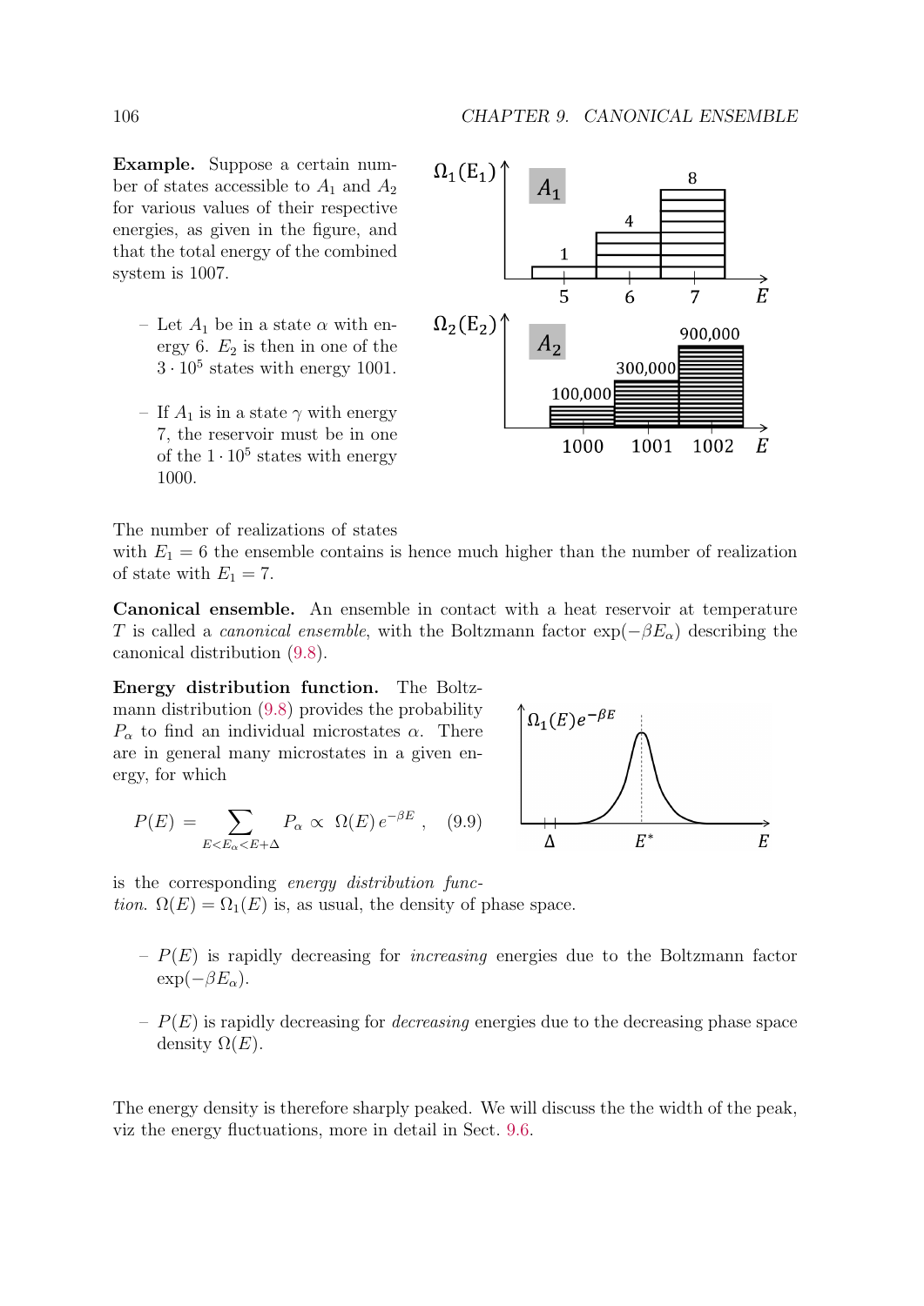**Example.** Suppose a certain number of states accessible to $A_1$ and $A_2$ for various values of their respective energies, as given in the figure, and that the total energy of the combined system is 1007.

– Let $A_1$ be in a state $\alpha$ with energy 6. $E_2$ is then in one of the $3 \cdot 10^5$ states with energy 1001.

– If $A_1$ is in a state $\gamma$ with energy 7, the reservoir must be in one of the $1 \cdot 10^5$ states with energy 1000.

The number of realizations of states with $E_1 = 6$ the ensemble contains is hence much higher than the number of realization of state with $E_1 = 7$.

**Canonical ensemble.** An ensemble in contact with a heat reservoir at temperature $T$ is called a *canonical ensemble*, with the Boltzmann factor $\exp(-\beta E_\alpha)$ describing the canonical distribution (9.8).

**Energy distribution function.** The Boltzmann distribution (9.8) provides the probability $P_\alpha$ to find an individual microstates $\alpha$. There are in general many microstates in a given energy, for which

$$P(E) = \sum_{E<E_\alpha<E+\Delta} P_\alpha \propto \Omega(E)\, e^{-\beta E}, \qquad (9.9)$$

is the corresponding *energy distribution function.* $\Omega(E) = \Omega_1(E)$ is, as usual, the density of phase space.

– $P(E)$ is rapidly decreasing for *increasing* energies due to the Boltzmann factor $\exp(-\beta E_\alpha)$.

– $P(E)$ is rapidly decreasing for *decreasing* energies due to the decreasing phase space density $\Omega(E)$.

The energy density is therefore sharply peaked. We will discuss the the width of the peak, viz the energy fluctuations, more in detail in Sect. 9.6.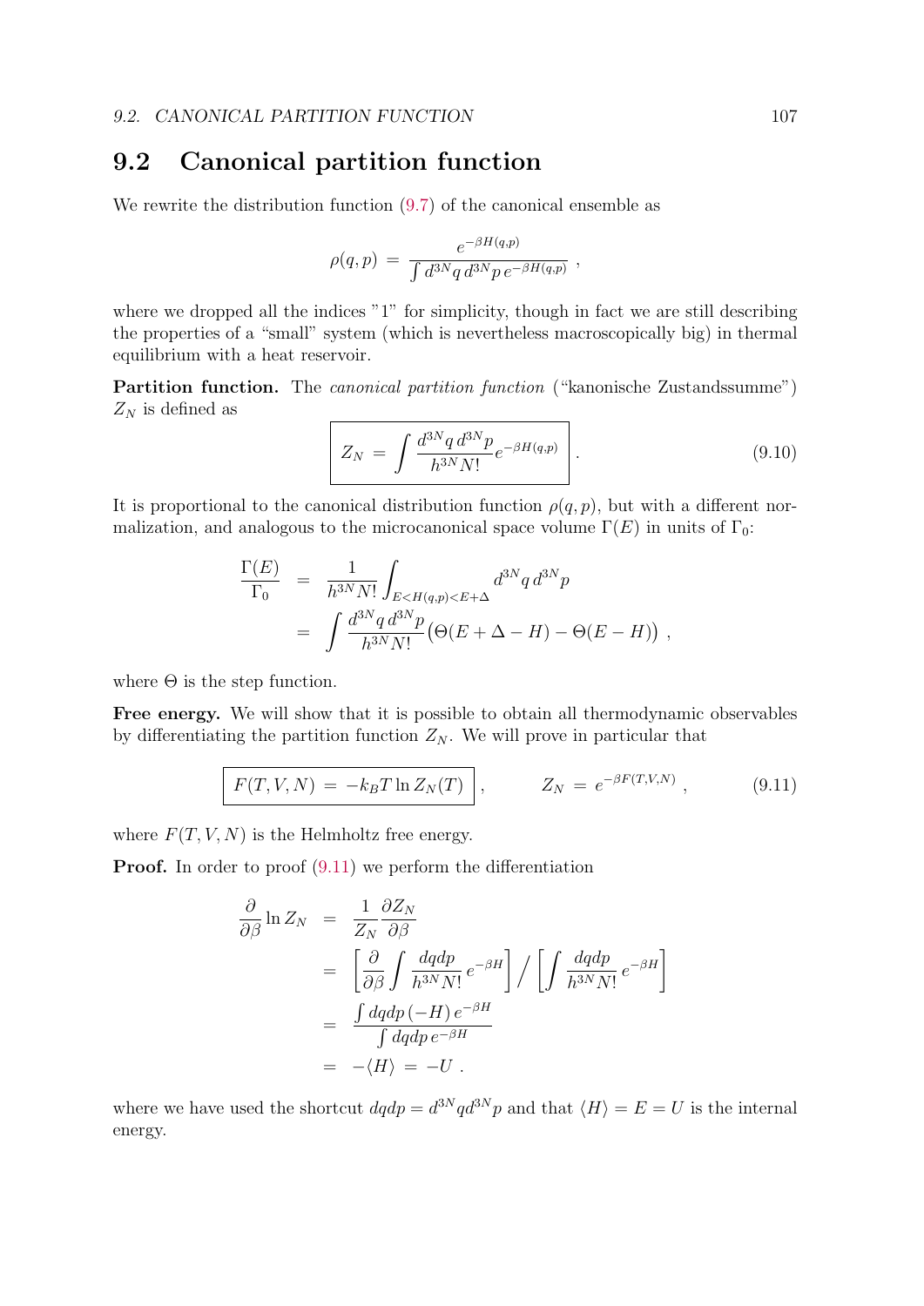## 9.2 Canonical partition function

We rewrite the distribution function (9.7) of the canonical ensemble as

$$\rho(q,p) \;=\; \frac{e^{-\beta H(q,p)}}{\int d^{3N}q\, d^{3N}p\, e^{-\beta H(q,p)}} \;,$$

where we dropped all the indices "1" for simplicity, though in fact we are still describing the properties of a "small" system (which is nevertheless macroscopically big) in thermal equilibrium with a heat reservoir.

**Partition function.** The *canonical partition function* ("kanonische Zustandssumme") $Z_N$ is defined as

$$\boxed{Z_N \;=\; \int \frac{d^{3N}q\, d^{3N}p}{h^{3N}N!} e^{-\beta H(q,p)}} \;. \tag{9.10}$$

It is proportional to the canonical distribution function $\rho(q,p)$, but with a different normalization, and analogous to the microcanonical space volume $\Gamma(E)$ in units of $\Gamma_0$:

$$\begin{aligned}
\frac{\Gamma(E)}{\Gamma_0} &= \frac{1}{h^{3N}N!}\int_{E<H(q,p)<E+\Delta} d^{3N}q\, d^{3N}p \\
&= \int \frac{d^{3N}q\, d^{3N}p}{h^{3N}N!}\big(\Theta(E+\Delta-H)-\Theta(E-H)\big) \;,
\end{aligned}$$

where $\Theta$ is the step function.

**Free energy.** We will show that it is possible to obtain all thermodynamic observables by differentiating the partition function $Z_N$. We will prove in particular that

$$\boxed{F(T,V,N) \;=\; -k_BT\ln Z_N(T)} \;, \qquad Z_N \;=\; e^{-\beta F(T,V,N)} \;, \tag{9.11}$$

where $F(T,V,N)$ is the Helmholtz free energy.

**Proof.** In order to proof (9.11) we perform the differentiation

$$\begin{aligned}
\frac{\partial}{\partial\beta}\ln Z_N &= \frac{1}{Z_N}\frac{\partial Z_N}{\partial\beta} \\
&= \left[\frac{\partial}{\partial\beta}\int\frac{dqdp}{h^{3N}N!}\,e^{-\beta H}\right]\Big/\left[\int\frac{dqdp}{h^{3N}N!}\,e^{-\beta H}\right] \\
&= \frac{\int dqdp\,(-H)\,e^{-\beta H}}{\int dqdp\,e^{-\beta H}} \\
&= -\langle H\rangle \;=\; -U \;.
\end{aligned}$$

where we have used the shortcut $dqdp = d^{3N}qd^{3N}p$ and that $\langle H\rangle = E = U$ is the internal energy.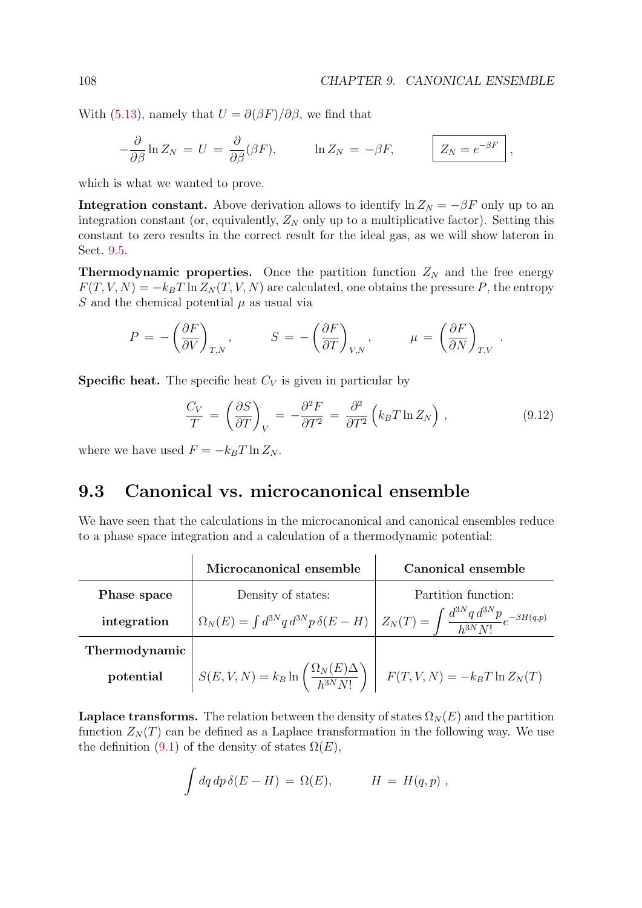With (5.13), namely that $U = \partial(\beta F)/\partial\beta$, we find that

$$
-\frac{\partial}{\partial\beta}\ln Z_N \;=\; U \;=\; \frac{\partial}{\partial\beta}(\beta F), \qquad \ln Z_N \;=\; -\beta F, \qquad \boxed{Z_N = e^{-\beta F}}\,,
$$

which is what we wanted to prove.

**Integration constant.** Above derivation allows to identify $\ln Z_N = -\beta F$ only up to an integration constant (or, equivalently, $Z_N$ only up to a multiplicative factor). Setting this constant to zero results in the correct result for the ideal gas, as we will show lateron in Sect. 9.5.

**Thermodynamic properties.** Once the partition function $Z_N$ and the free energy $F(T,V,N) = -k_BT\ln Z_N(T,V,N)$ are calculated, one obtains the pressure $P$, the entropy $S$ and the chemical potential $\mu$ as usual via

$$
P \;=\; -\left(\frac{\partial F}{\partial V}\right)_{T,N}, \qquad S \;=\; -\left(\frac{\partial F}{\partial T}\right)_{V,N}, \qquad \mu \;=\; \left(\frac{\partial F}{\partial N}\right)_{T,V}.
$$

**Specific heat.** The specific heat $C_V$ is given in particular by

$$
\frac{C_V}{T} \;=\; \left(\frac{\partial S}{\partial T}\right)_V \;=\; -\frac{\partial^2 F}{\partial T^2} \;=\; \frac{\partial^2}{\partial T^2}\Big(k_BT\ln Z_N\Big)\,, \tag{9.12}
$$

where we have used $F = -k_BT\ln Z_N$.

## 9.3 Canonical vs. microcanonical ensemble

We have seen that the calculations in the microcanonical and canonical ensembles reduce to a phase space integration and a calculation of a thermodynamic potential:

| | **Microcanonical ensemble** | **Canonical ensemble** |
|---|---|---|
| **Phase space integration** | Density of states: $\Omega_N(E) = \int d^{3N}q\,d^{3N}p\,\delta(E-H)$ | Partition function: $Z_N(T) = \int \frac{d^{3N}q\,d^{3N}p}{h^{3N}N!}e^{-\beta H(q,p)}$ |
| **Thermodynamic potential** | $S(E,V,N) = k_B\ln\left(\frac{\Omega_N(E)\Delta}{h^{3N}N!}\right)$ | $F(T,V,N) = -k_BT\ln Z_N(T)$ |

**Laplace transforms.** The relation between the density of states $\Omega_N(E)$ and the partition function $Z_N(T)$ can be defined as a Laplace transformation in the following way. We use the definition (9.1) of the density of states $\Omega(E)$,

$$
\int dq\,dp\,\delta(E-H) \;=\; \Omega(E), \qquad H \;=\; H(q,p)\,,
$$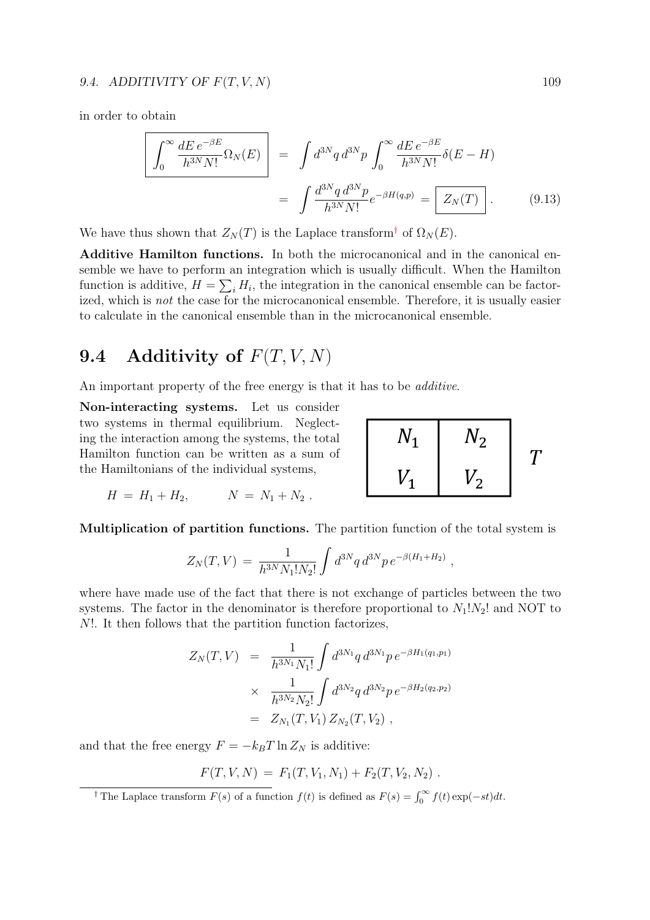in order to obtain

$$
\boxed{\int_0^\infty \frac{dE\, e^{-\beta E}}{h^{3N} N!} \Omega_N(E)} \;=\; \int d^{3N}q\, d^{3N}p \int_0^\infty \frac{dE\, e^{-\beta E}}{h^{3N} N!} \delta(E - H)
$$

$$
= \int \frac{d^{3N}q\, d^{3N}p}{h^{3N} N!} e^{-\beta H(q,p)} = \boxed{Z_N(T)} \,. \qquad (9.13)
$$

We have thus shown that $Z_N(T)$ is the Laplace transform[†] of $\Omega_N(E)$.

**Additive Hamilton functions.** In both the microcanonical and in the canonical ensemble we have to perform an integration which is usually difficult. When the Hamilton function is additive, $H = \sum_i H_i$, the integration in the canonical ensemble can be factorized, which is *not* the case for the microcanonical ensemble. Therefore, it is usually easier to calculate in the canonical ensemble than in the microcanonical ensemble.

## 9.4 Additivity of $F(T, V, N)$

An important property of the free energy is that it has to be *additive*.

**Non-interacting systems.** Let us consider two systems in thermal equilibrium. Neglecting the interaction among the systems, the total Hamilton function can be written as a sum of the Hamiltonians of the individual systems,

| $N_1$ | $N_2$ |
|---|---|
| $V_1$ | $V_2$ |

$T$

$$
H = H_1 + H_2, \qquad N = N_1 + N_2 \,.
$$

**Multiplication of partition functions.** The partition function of the total system is

$$
Z_N(T, V) = \frac{1}{h^{3N} N_1! N_2!} \int d^{3N}q\, d^{3N}p\, e^{-\beta(H_1 + H_2)} \,,
$$

where have made use of the fact that there is not exchange of particles between the two systems. The factor in the denominator is therefore proportional to $N_1! N_2!$ and NOT to $N!$. It then follows that the partition function factorizes,

$$
\begin{aligned}
Z_N(T, V) &= \frac{1}{h^{3N_1} N_1!} \int d^{3N_1}q\, d^{3N_1}p\, e^{-\beta H_1(q_1, p_1)} \\
&\times \frac{1}{h^{3N_2} N_2!} \int d^{3N_2}q\, d^{3N_2}p\, e^{-\beta H_2(q_2, p_2)} \\
&= Z_{N_1}(T, V_1)\, Z_{N_2}(T, V_2) \,,
\end{aligned}
$$

and that the free energy $F = -k_B T \ln Z_N$ is additive:

$$
F(T, V, N) = F_1(T, V_1, N_1) + F_2(T, V_2, N_2) \,.
$$

[†] The Laplace transform $F(s)$ of a function $f(t)$ is defined as $F(s) = \int_0^\infty f(t) \exp(-st) dt$.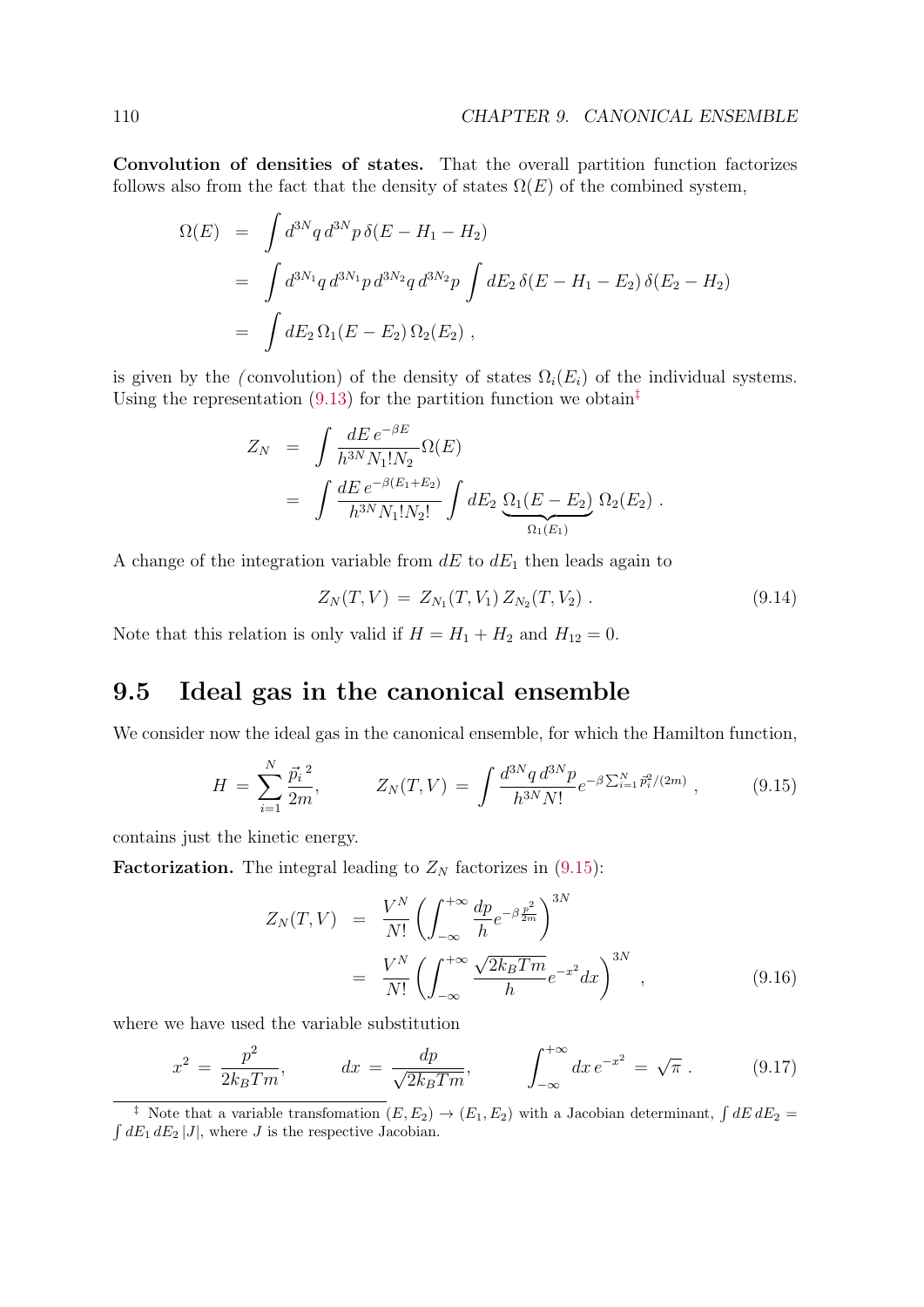**Convolution of densities of states.** That the overall partition function factorizes follows also from the fact that the density of states $\Omega(E)$ of the combined system,

$$
\begin{aligned}
\Omega(E) &= \int d^{3N}q\, d^{3N}p\, \delta(E - H_1 - H_2) \\
&= \int d^{3N_1}q\, d^{3N_1}p\, d^{3N_2}q\, d^{3N_2}p \int dE_2\, \delta(E - H_1 - E_2)\, \delta(E_2 - H_2) \\
&= \int dE_2\, \Omega_1(E - E_2)\, \Omega_2(E_2)\ ,
\end{aligned}
$$

is given by the *(*convolution) of the density of states $\Omega_i(E_i)$ of the individual systems. Using the representation (9.13) for the partition function we obtain[‡]

$$
\begin{aligned}
Z_N &= \int \frac{dE\, e^{-\beta E}}{h^{3N} N_1! N_2} \Omega(E) \\
&= \int \frac{dE\, e^{-\beta(E_1+E_2)}}{h^{3N} N_1! N_2!} \int dE_2\, \underbrace{\Omega_1(E - E_2)}_{\Omega_1(E_1)}\, \Omega_2(E_2)\ .
\end{aligned}
$$

A change of the integration variable from $dE$ to $dE_1$ then leads again to

$$
Z_N(T,V) = Z_{N_1}(T,V_1)\, Z_{N_2}(T,V_2)\ . \tag{9.14}
$$

Note that this relation is only valid if $H = H_1 + H_2$ and $H_{12} = 0$.

## 9.5 Ideal gas in the canonical ensemble

We consider now the ideal gas in the canonical ensemble, for which the Hamilton function,

$$
H = \sum_{i=1}^{N} \frac{\vec{p}_i^{\,2}}{2m}, \qquad Z_N(T,V) = \int \frac{d^{3N}q\, d^{3N}p}{h^{3N} N!} e^{-\beta \sum_{i=1}^{N} \vec{p}_i^2/(2m)}\ , \tag{9.15}
$$

contains just the kinetic energy.

**Factorization.** The integral leading to $Z_N$ factorizes in (9.15):

$$
\begin{aligned}
Z_N(T,V) &= \frac{V^N}{N!} \left( \int_{-\infty}^{+\infty} \frac{dp}{h} e^{-\beta \frac{p^2}{2m}} \right)^{3N} \\
&= \frac{V^N}{N!} \left( \int_{-\infty}^{+\infty} \frac{\sqrt{2k_BTm}}{h} e^{-x^2} dx \right)^{3N}\ ,
\end{aligned} \tag{9.16}
$$

where we have used the variable substitution

$$
x^2 = \frac{p^2}{2k_BTm}, \qquad dx = \frac{dp}{\sqrt{2k_BTm}}, \qquad \int_{-\infty}^{+\infty} dx\, e^{-x^2} = \sqrt{\pi}\ . \tag{9.17}
$$

[‡] Note that a variable transfomation $(E, E_2) \to (E_1, E_2)$ with a Jacobian determinant, $\int dE\, dE_2 = \int dE_1\, dE_2\, |J|$, where $J$ is the respective Jacobian.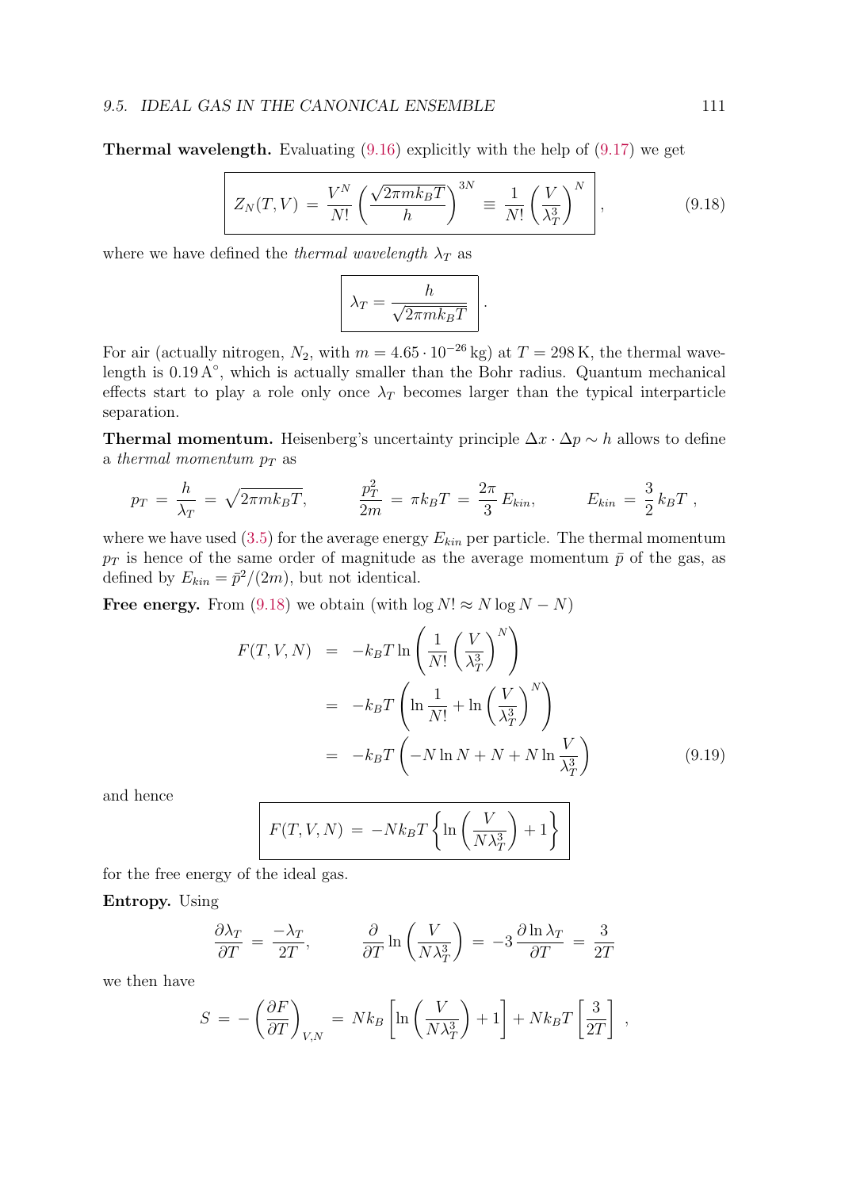**Thermal wavelength.** Evaluating (9.16) explicitly with the help of (9.17) we get

$$
\boxed{Z_N(T,V) \;=\; \frac{V^N}{N!}\left(\frac{\sqrt{2\pi m k_B T}}{h}\right)^{3N} \;\equiv\; \frac{1}{N!}\left(\frac{V}{\lambda_T^3}\right)^N}, \tag{9.18}
$$

where we have defined the *thermal wavelength* $\lambda_T$ as

$$
\boxed{\lambda_T = \frac{h}{\sqrt{2\pi m k_B T}}}\,.
$$

For air (actually nitrogen, $N_2$, with $m = 4.65\cdot 10^{-26}\,\mathrm{kg}$) at $T = 298\,\mathrm{K}$, the thermal wavelength is $0.19\,\mathrm{A}^\circ$, which is actually smaller than the Bohr radius. Quantum mechanical effects start to play a role only once $\lambda_T$ becomes larger than the typical interparticle separation.

**Thermal momentum.** Heisenberg's uncertainty principle $\Delta x\cdot\Delta p \sim h$ allows to define a *thermal momentum* $p_T$ as

$$
p_T \;=\; \frac{h}{\lambda_T} \;=\; \sqrt{2\pi m k_B T}, \qquad \frac{p_T^2}{2m} \;=\; \pi k_B T \;=\; \frac{2\pi}{3}\,E_{kin}, \qquad E_{kin} \;=\; \frac{3}{2}\,k_B T\;,
$$

where we have used (3.5) for the average energy $E_{kin}$ per particle. The thermal momentum $p_T$ is hence of the same order of magnitude as the average momentum $\bar{p}$ of the gas, as defined by $E_{kin} = \bar{p}^2/(2m)$, but not identical.

**Free energy.** From (9.18) we obtain (with $\log N! \approx N\log N - N$)

$$
\begin{aligned}
F(T,V,N) &= -k_B T \ln\left(\frac{1}{N!}\left(\frac{V}{\lambda_T^3}\right)^N\right) \\
&= -k_B T\left(\ln\frac{1}{N!} + \ln\left(\frac{V}{\lambda_T^3}\right)^N\right) \\
&= -k_B T\left(-N\ln N + N + N\ln\frac{V}{\lambda_T^3}\right)
\end{aligned} \tag{9.19}
$$

and hence

$$
\boxed{F(T,V,N) \;=\; -Nk_B T\left\{\ln\left(\frac{V}{N\lambda_T^3}\right) + 1\right\}}
$$

for the free energy of the ideal gas.

**Entropy.** Using

$$
\frac{\partial\lambda_T}{\partial T} \;=\; \frac{-\lambda_T}{2T}, \qquad \frac{\partial}{\partial T}\ln\left(\frac{V}{N\lambda_T^3}\right) \;=\; -3\,\frac{\partial\ln\lambda_T}{\partial T} \;=\; \frac{3}{2T}
$$

we then have

$$
S \;=\; -\left(\frac{\partial F}{\partial T}\right)_{V,N} \;=\; Nk_B\left[\ln\left(\frac{V}{N\lambda_T^3}\right) + 1\right] + Nk_B T\left[\frac{3}{2T}\right]\;,
$$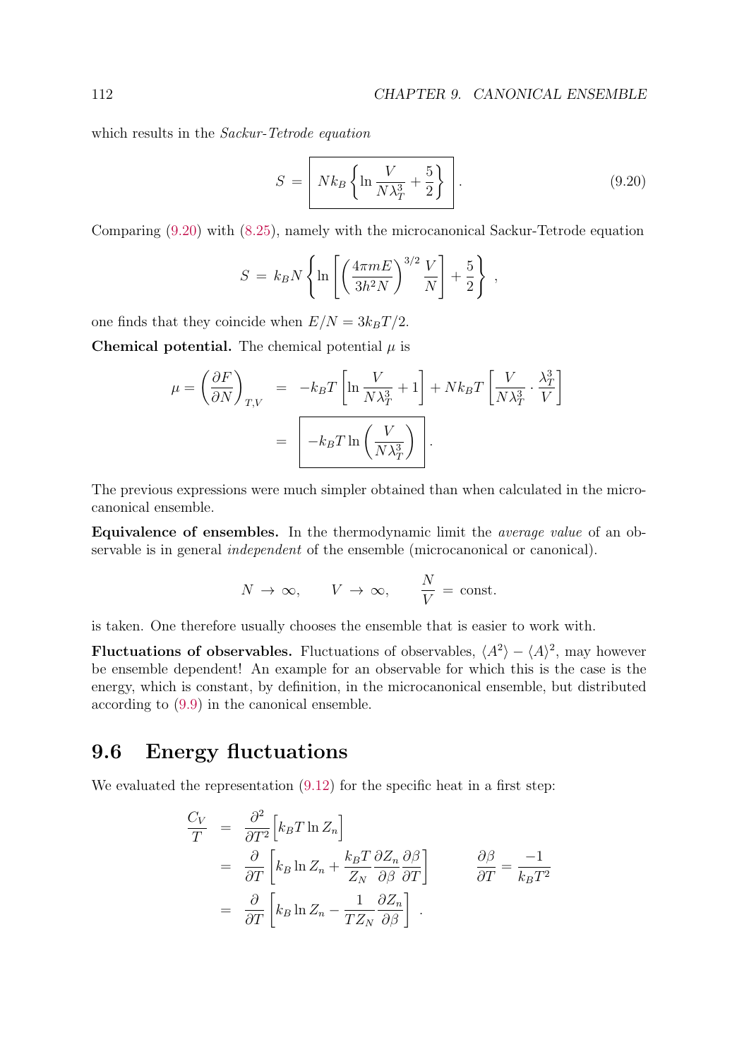which results in the *Sackur-Tetrode equation*

$$S = \boxed{N k_B \left\{ \ln \frac{V}{N\lambda_T^3} + \frac{5}{2} \right\}} . \tag{9.20}$$

Comparing (9.20) with (8.25), namely with the microcanonical Sackur-Tetrode equation

$$S = k_B N \left\{ \ln \left[ \left( \frac{4\pi m E}{3h^2 N} \right)^{3/2} \frac{V}{N} \right] + \frac{5}{2} \right\} ,$$

one finds that they coincide when $E/N = 3k_BT/2$.

**Chemical potential.** The chemical potential $\mu$ is

$$\begin{aligned}
\mu = \left( \frac{\partial F}{\partial N} \right)_{T,V} &= -k_B T \left[ \ln \frac{V}{N\lambda_T^3} + 1 \right] + N k_B T \left[ \frac{V}{N\lambda_T^3} \cdot \frac{\lambda_T^3}{V} \right] \\
&= \boxed{-k_B T \ln \left( \frac{V}{N\lambda_T^3} \right)} .
\end{aligned}$$

The previous expressions were much simpler obtained than when calculated in the microcanonical ensemble.

**Equivalence of ensembles.** In the thermodynamic limit the *average value* of an observable is in general *independent* of the ensemble (microcanonical or canonical).

$$N \to \infty, \qquad V \to \infty, \qquad \frac{N}{V} = \text{const.}$$

is taken. One therefore usually chooses the ensemble that is easier to work with.

**Fluctuations of observables.** Fluctuations of observables, $\langle A^2 \rangle - \langle A \rangle^2$, may however be ensemble dependent! An example for an observable for which this is the case is the energy, which is constant, by definition, in the microcanonical ensemble, but distributed according to (9.9) in the canonical ensemble.

## 9.6 Energy fluctuations

We evaluated the representation (9.12) for the specific heat in a first step:

$$\begin{aligned}
\frac{C_V}{T} &= \frac{\partial^2}{\partial T^2} \Big[ k_B T \ln Z_n \Big] \\
&= \frac{\partial}{\partial T} \left[ k_B \ln Z_n + \frac{k_B T}{Z_N} \frac{\partial Z_n}{\partial \beta} \frac{\partial \beta}{\partial T} \right] \qquad \frac{\partial \beta}{\partial T} = \frac{-1}{k_B T^2} \\
&= \frac{\partial}{\partial T} \left[ k_B \ln Z_n - \frac{1}{T Z_N} \frac{\partial Z_n}{\partial \beta} \right] .
\end{aligned}$$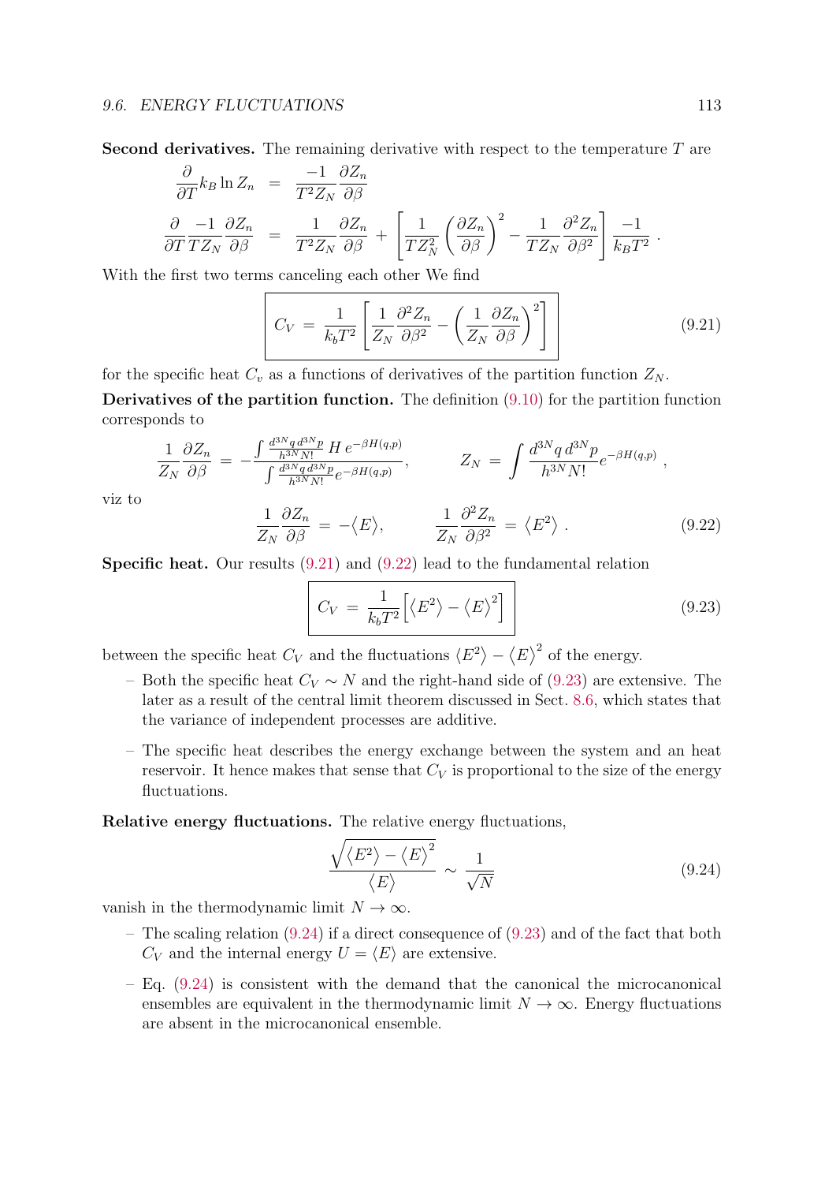**Second derivatives.** The remaining derivative with respect to the temperature $T$ are

$$
\begin{aligned}
\frac{\partial}{\partial T} k_B \ln Z_n &= \frac{-1}{T^2 Z_N}\frac{\partial Z_n}{\partial \beta} \\
\frac{\partial}{\partial T}\frac{-1}{T Z_N}\frac{\partial Z_n}{\partial \beta} &= \frac{1}{T^2 Z_N}\frac{\partial Z_n}{\partial \beta} + \left[\frac{1}{T Z_N^2}\left(\frac{\partial Z_n}{\partial \beta}\right)^2 - \frac{1}{T Z_N}\frac{\partial^2 Z_n}{\partial \beta^2}\right]\frac{-1}{k_B T^2}\,.
\end{aligned}
$$

With the first two terms canceling each other We find

$$
\boxed{C_V \;=\; \frac{1}{k_b T^2}\left[\frac{1}{Z_N}\frac{\partial^2 Z_n}{\partial \beta^2} - \left(\frac{1}{Z_N}\frac{\partial Z_n}{\partial \beta}\right)^2\right]} \tag{9.21}
$$

for the specific heat $C_v$ as a functions of derivatives of the partition function $Z_N$.

**Derivatives of the partition function.** The definition (9.10) for the partition function corresponds to

$$
\frac{1}{Z_N}\frac{\partial Z_n}{\partial \beta} = -\frac{\int \frac{d^{3N}q\,d^{3N}p}{h^{3N}N!}\,H\,e^{-\beta H(q,p)}}{\int \frac{d^{3N}q\,d^{3N}p}{h^{3N}N!}e^{-\beta H(q,p)}}, \qquad Z_N = \int \frac{d^{3N}q\,d^{3N}p}{h^{3N}N!}e^{-\beta H(q,p)}\,,
$$

viz to

$$
\frac{1}{Z_N}\frac{\partial Z_n}{\partial \beta} = -\big\langle E\big\rangle, \qquad \frac{1}{Z_N}\frac{\partial^2 Z_n}{\partial \beta^2} = \big\langle E^2\big\rangle\,. \tag{9.22}
$$

**Specific heat.** Our results (9.21) and (9.22) lead to the fundamental relation

$$
\boxed{C_V \;=\; \frac{1}{k_b T^2}\Big[\big\langle E^2\big\rangle - \big\langle E\big\rangle^2\Big]} \tag{9.23}
$$

between the specific heat $C_V$ and the fluctuations $\langle E^2\rangle - \langle E\rangle^2$ of the energy.

- Both the specific heat $C_V \sim N$ and the right-hand side of (9.23) are extensive. The later as a result of the central limit theorem discussed in Sect. 8.6, which states that the variance of independent processes are additive.
- The specific heat describes the energy exchange between the system and an heat reservoir. It hence makes that sense that $C_V$ is proportional to the size of the energy fluctuations.

**Relative energy fluctuations.** The relative energy fluctuations,

$$
\frac{\sqrt{\big\langle E^2\big\rangle - \big\langle E\big\rangle^2}}{\big\langle E\big\rangle} \sim \frac{1}{\sqrt{N}} \tag{9.24}
$$

vanish in the thermodynamic limit $N \to \infty$.

- The scaling relation (9.24) if a direct consequence of (9.23) and of the fact that both $C_V$ and the internal energy $U = \langle E\rangle$ are extensive.
- Eq. (9.24) is consistent with the demand that the canonical the microcanonical ensembles are equivalent in the thermodynamic limit $N \to \infty$. Energy fluctuations are absent in the microcanonical ensemble.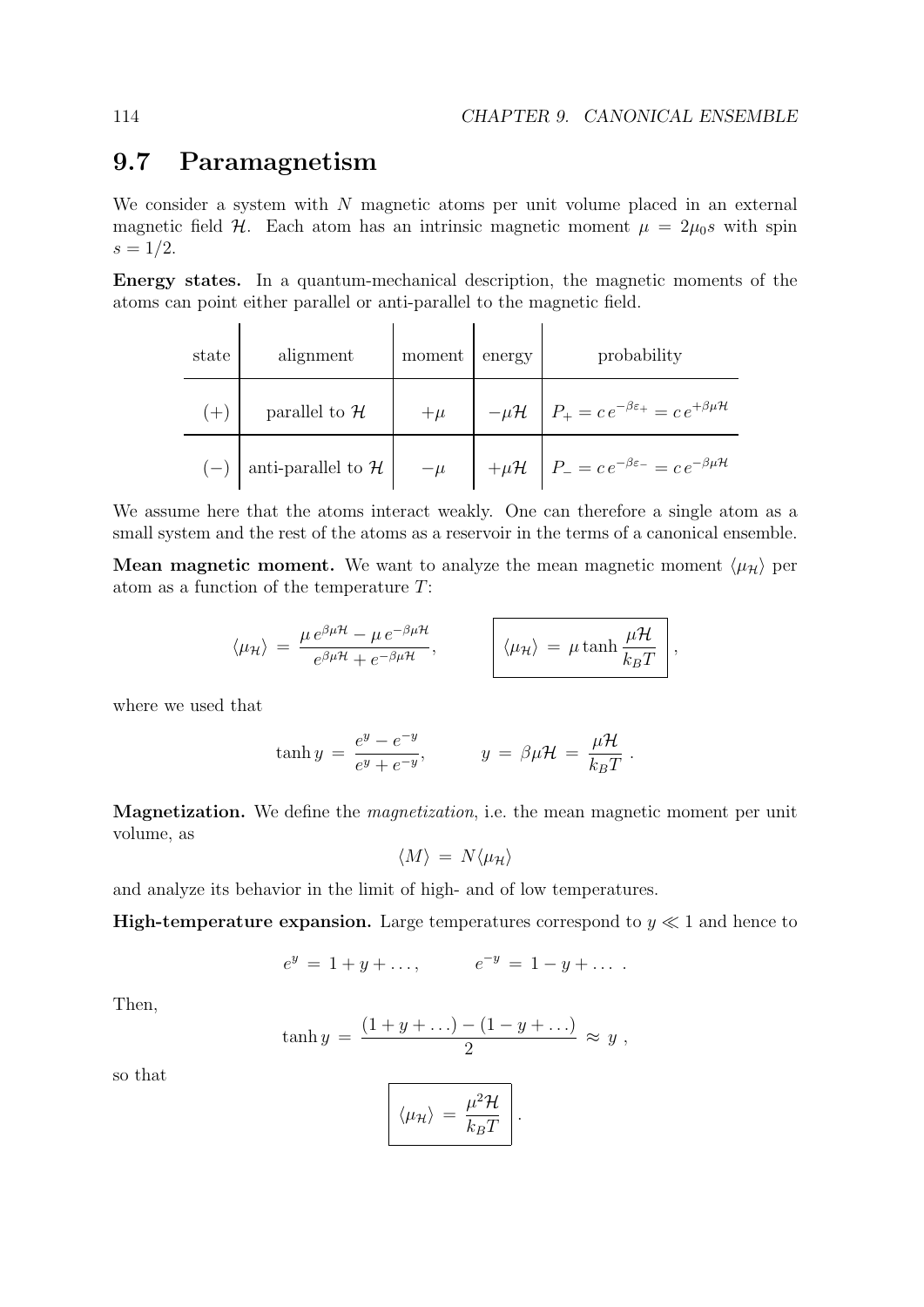## 9.7 Paramagnetism

We consider a system with $N$ magnetic atoms per unit volume placed in an external magnetic field $\mathcal{H}$. Each atom has an intrinsic magnetic moment $\mu = 2\mu_0 s$ with spin $s = 1/2$.

**Energy states.** In a quantum-mechanical description, the magnetic moments of the atoms can point either parallel or anti-parallel to the magnetic field.

| state | alignment | moment | energy | probability |
|---|---|---|---|---|
| $(+)$ | parallel to $\mathcal{H}$ | $+\mu$ | $-\mu\mathcal{H}$ | $P_+ = c\,e^{-\beta\varepsilon_+} = c\,e^{+\beta\mu\mathcal{H}}$ |
| $(-)$ | anti-parallel to $\mathcal{H}$ | $-\mu$ | $+\mu\mathcal{H}$ | $P_- = c\,e^{-\beta\varepsilon_-} = c\,e^{-\beta\mu\mathcal{H}}$ |

We assume here that the atoms interact weakly. One can therefore a single atom as a small system and the rest of the atoms as a reservoir in the terms of a canonical ensemble.

**Mean magnetic moment.** We want to analyze the mean magnetic moment $\langle\mu_\mathcal{H}\rangle$ per atom as a function of the temperature $T$:

$$\langle\mu_\mathcal{H}\rangle = \frac{\mu\,e^{\beta\mu\mathcal{H}} - \mu\,e^{-\beta\mu\mathcal{H}}}{e^{\beta\mu\mathcal{H}} + e^{-\beta\mu\mathcal{H}}}, \qquad \boxed{\langle\mu_\mathcal{H}\rangle = \mu\tanh\frac{\mu\mathcal{H}}{k_B T}},$$

where we used that

$$\tanh y = \frac{e^y - e^{-y}}{e^y + e^{-y}}, \qquad y = \beta\mu\mathcal{H} = \frac{\mu\mathcal{H}}{k_B T}.$$

**Magnetization.** We define the *magnetization*, i.e. the mean magnetic moment per unit volume, as

$$\langle M\rangle = N\langle\mu_\mathcal{H}\rangle$$

and analyze its behavior in the limit of high- and of low temperatures.

**High-temperature expansion.** Large temperatures correspond to $y \ll 1$ and hence to

$$e^y = 1 + y + \ldots, \qquad e^{-y} = 1 - y + \ldots .$$

Then,

$$\tanh y = \frac{(1 + y + \ldots) - (1 - y + \ldots)}{2} \approx y,$$

so that

$$\boxed{\langle\mu_\mathcal{H}\rangle = \frac{\mu^2\mathcal{H}}{k_B T}}.$$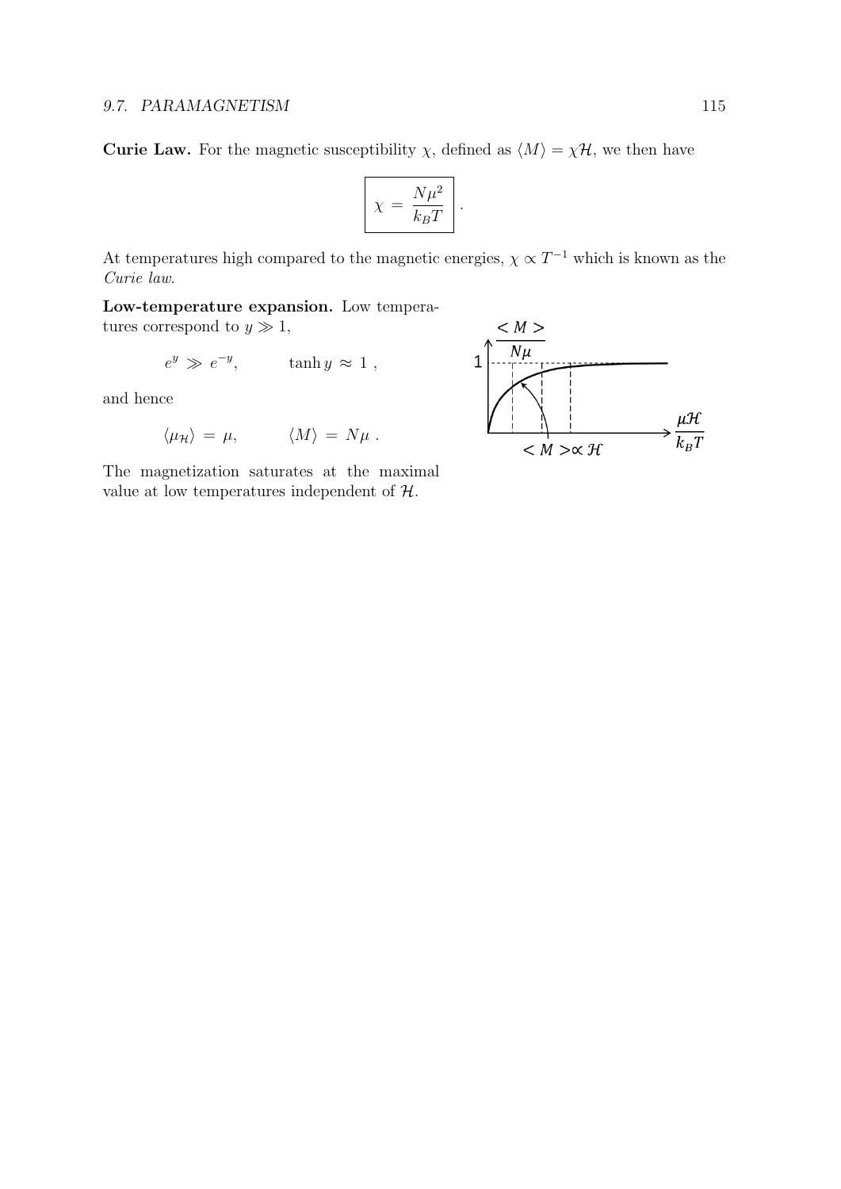**Curie Law.** For the magnetic susceptibility $\chi$, defined as $\langle M \rangle = \chi \mathcal{H}$, we then have

$$\boxed{\chi = \frac{N\mu^2}{k_B T}} \ .$$

At temperatures high compared to the magnetic energies, $\chi \propto T^{-1}$ which is known as the *Curie law*.

**Low-temperature expansion.** Low temperatures correspond to $y \gg 1$,

$$e^y \gg e^{-y}, \qquad \tanh y \approx 1 \ ,$$

and hence

$$\langle \mu_{\mathcal{H}} \rangle = \mu, \qquad \langle M \rangle = N\mu \ .$$

The magnetization saturates at the maximal value at low temperatures independent of $\mathcal{H}$.